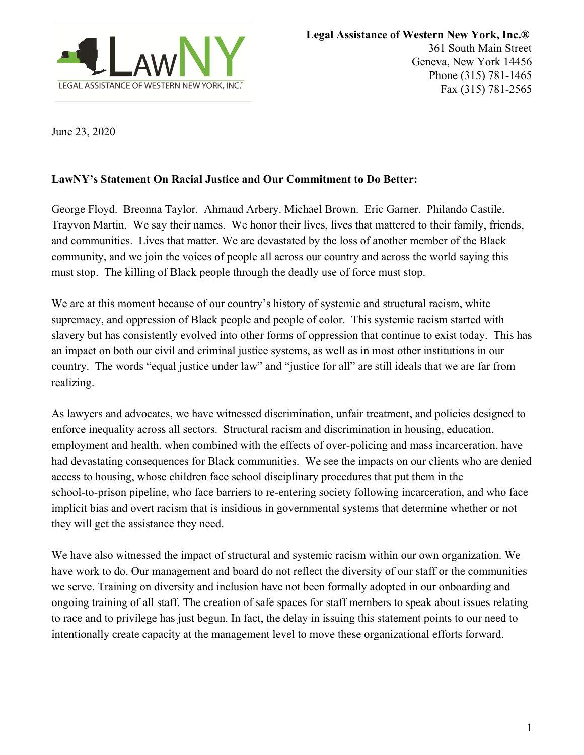**Legal Assistance of Western New York, Inc.®**
361 South Main Street
Geneva, New York 14456
Phone (315) 781-1465
Fax (315) 781-2565

June 23, 2020

**LawNY's Statement On Racial Justice and Our Commitment to Do Better:**

George Floyd. Breonna Taylor. Ahmaud Arbery. Michael Brown. Eric Garner. Philando Castile. Trayvon Martin. We say their names. We honor their lives, lives that mattered to their family, friends, and communities. Lives that matter. We are devastated by the loss of another member of the Black community, and we join the voices of people all across our country and across the world saying this must stop. The killing of Black people through the deadly use of force must stop.

We are at this moment because of our country's history of systemic and structural racism, white supremacy, and oppression of Black people and people of color. This systemic racism started with slavery but has consistently evolved into other forms of oppression that continue to exist today. This has an impact on both our civil and criminal justice systems, as well as in most other institutions in our country. The words "equal justice under law" and "justice for all" are still ideals that we are far from realizing.

As lawyers and advocates, we have witnessed discrimination, unfair treatment, and policies designed to enforce inequality across all sectors. Structural racism and discrimination in housing, education, employment and health, when combined with the effects of over-policing and mass incarceration, have had devastating consequences for Black communities. We see the impacts on our clients who are denied access to housing, whose children face school disciplinary procedures that put them in the school-to-prison pipeline, who face barriers to re-entering society following incarceration, and who face implicit bias and overt racism that is insidious in governmental systems that determine whether or not they will get the assistance they need.

We have also witnessed the impact of structural and systemic racism within our own organization. We have work to do. Our management and board do not reflect the diversity of our staff or the communities we serve. Training on diversity and inclusion have not been formally adopted in our onboarding and ongoing training of all staff. The creation of safe spaces for staff members to speak about issues relating to race and to privilege has just begun. In fact, the delay in issuing this statement points to our need to intentionally create capacity at the management level to move these organizational efforts forward.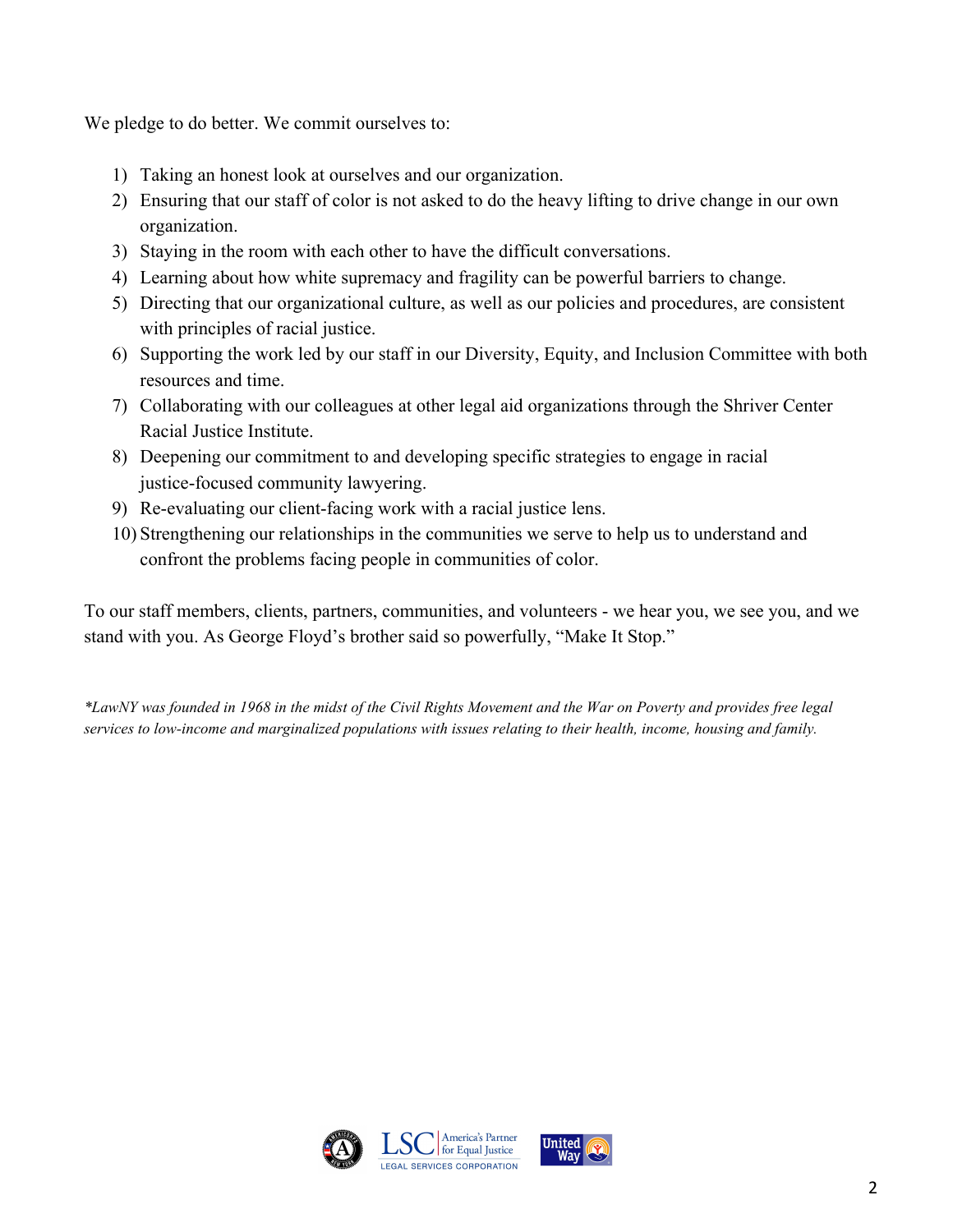We pledge to do better. We commit ourselves to:

1) Taking an honest look at ourselves and our organization.
2) Ensuring that our staff of color is not asked to do the heavy lifting to drive change in our own organization.
3) Staying in the room with each other to have the difficult conversations.
4) Learning about how white supremacy and fragility can be powerful barriers to change.
5) Directing that our organizational culture, as well as our policies and procedures, are consistent with principles of racial justice.
6) Supporting the work led by our staff in our Diversity, Equity, and Inclusion Committee with both resources and time.
7) Collaborating with our colleagues at other legal aid organizations through the Shriver Center Racial Justice Institute.
8) Deepening our commitment to and developing specific strategies to engage in racial justice-focused community lawyering.
9) Re-evaluating our client-facing work with a racial justice lens.
10) Strengthening our relationships in the communities we serve to help us to understand and confront the problems facing people in communities of color.

To our staff members, clients, partners, communities, and volunteers - we hear you, we see you, and we stand with you. As George Floyd's brother said so powerfully, "Make It Stop."

*\*LawNY was founded in 1968 in the midst of the Civil Rights Movement and the War on Poverty and provides free legal services to low-income and marginalized populations with issues relating to their health, income, housing and family.*

LSC America's Partner for Equal Justice LEGAL SERVICES CORPORATION

United Way